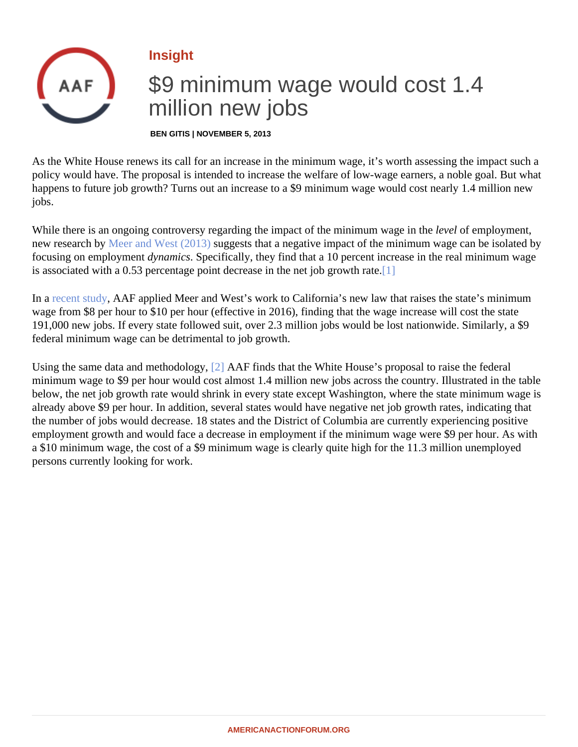Insight

# $9 minimum wage would cost 1.4 million new jobs

**BEN GITIS | NOVEMBER 5, 2013**

As the White House renews its call for an increase in the minimum wage, it's worth assessing the impact such a policy would have. The proposal is intended to increase the welfare of low-wage earners, a noble goal. But what happens to future job growth? Turns out an increase to a $9 minimum wage would cost nearly 1.4 million new jobs.

While there is an ongoing controversy regarding the impact of the minimum wage in the *level* of employment, new research by Meer and West (2013) suggests that a negative impact of the minimum wage can be isolated by focusing on employment *dynamics*. Specifically, they find that a 10 percent increase in the real minimum wage is associated with a 0.53 percentage point decrease in the net job growth rate.[1]

In a recent study, AAF applied Meer and West's work to California's new law that raises the state's minimum wage from $8 per hour to $10 per hour (effective in 2016), finding that the wage increase will cost the state 191,000 new jobs. If every state followed suit, over 2.3 million jobs would be lost nationwide. Similarly, a $9 federal minimum wage can be detrimental to job growth.

Using the same data and methodology, [2] AAF finds that the White House's proposal to raise the federal minimum wage to $9 per hour would cost almost 1.4 million new jobs across the country. Illustrated in the table below, the net job growth rate would shrink in every state except Washington, where the state minimum wage is already above $9 per hour. In addition, several states would have negative net job growth rates, indicating that the number of jobs would decrease. 18 states and the District of Columbia are currently experiencing positive employment growth and would face a decrease in employment if the minimum wage were $9 per hour. As with a $10 minimum wage, the cost of a $9 minimum wage is clearly quite high for the 11.3 million unemployed persons currently looking for work.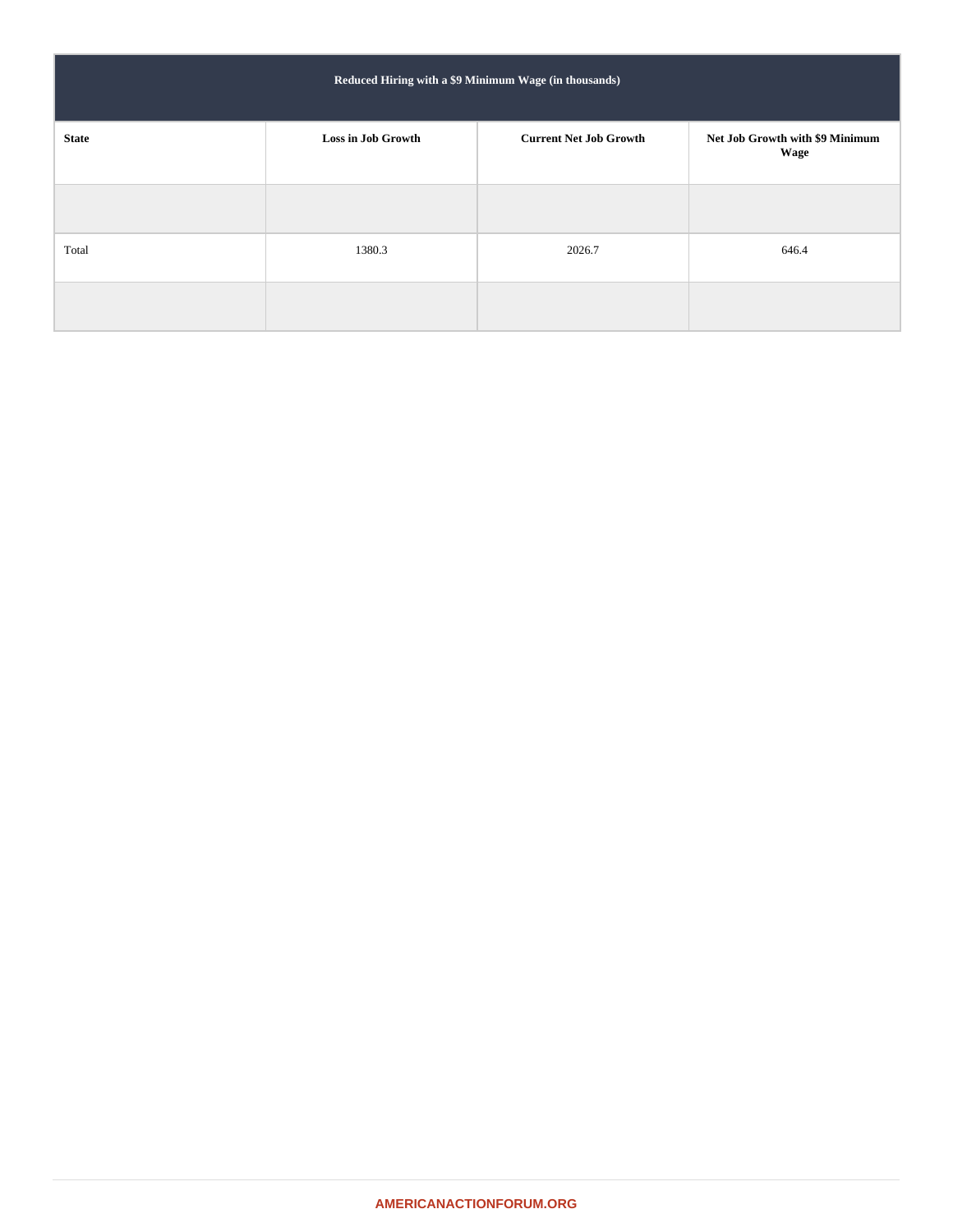| Reduced Hiring with a $9 Minimum Wage (in thousands) | | | |
|---|---|---|---|
| State | Loss in Job Growth | Current Net Job Growth | Net Job Growth with $9 Minimum Wage |
| | | | |
| Total | 1380.3 | 2026.7 | 646.4 |
| | | | |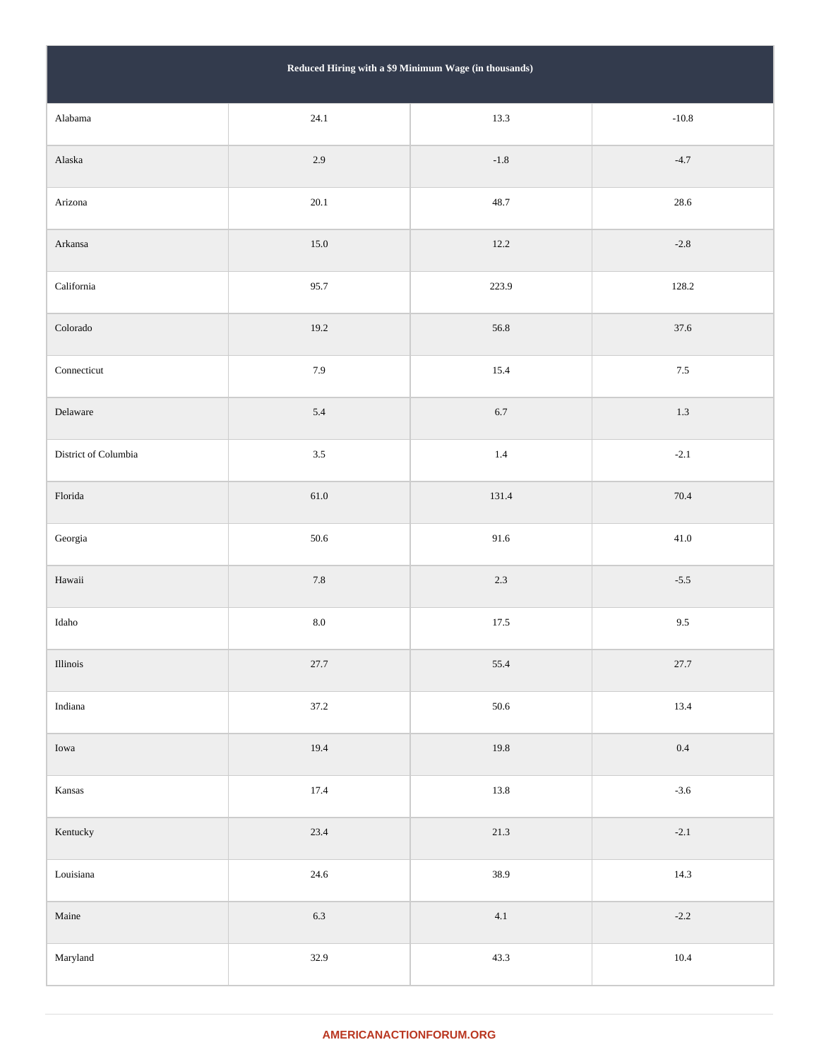| Reduced Hiring with a $9 Minimum Wage (in thousands) | | | |
|---|---|---|---|
| Alabama | 24.1 | 13.3 | -10.8 |
| Alaska | 2.9 | -1.8 | -4.7 |
| Arizona | 20.1 | 48.7 | 28.6 |
| Arkansa | 15.0 | 12.2 | -2.8 |
| California | 95.7 | 223.9 | 128.2 |
| Colorado | 19.2 | 56.8 | 37.6 |
| Connecticut | 7.9 | 15.4 | 7.5 |
| Delaware | 5.4 | 6.7 | 1.3 |
| District of Columbia | 3.5 | 1.4 | -2.1 |
| Florida | 61.0 | 131.4 | 70.4 |
| Georgia | 50.6 | 91.6 | 41.0 |
| Hawaii | 7.8 | 2.3 | -5.5 |
| Idaho | 8.0 | 17.5 | 9.5 |
| Illinois | 27.7 | 55.4 | 27.7 |
| Indiana | 37.2 | 50.6 | 13.4 |
| Iowa | 19.4 | 19.8 | 0.4 |
| Kansas | 17.4 | 13.8 | -3.6 |
| Kentucky | 23.4 | 21.3 | -2.1 |
| Louisiana | 24.6 | 38.9 | 14.3 |
| Maine | 6.3 | 4.1 | -2.2 |
| Maryland | 32.9 | 43.3 | 10.4 |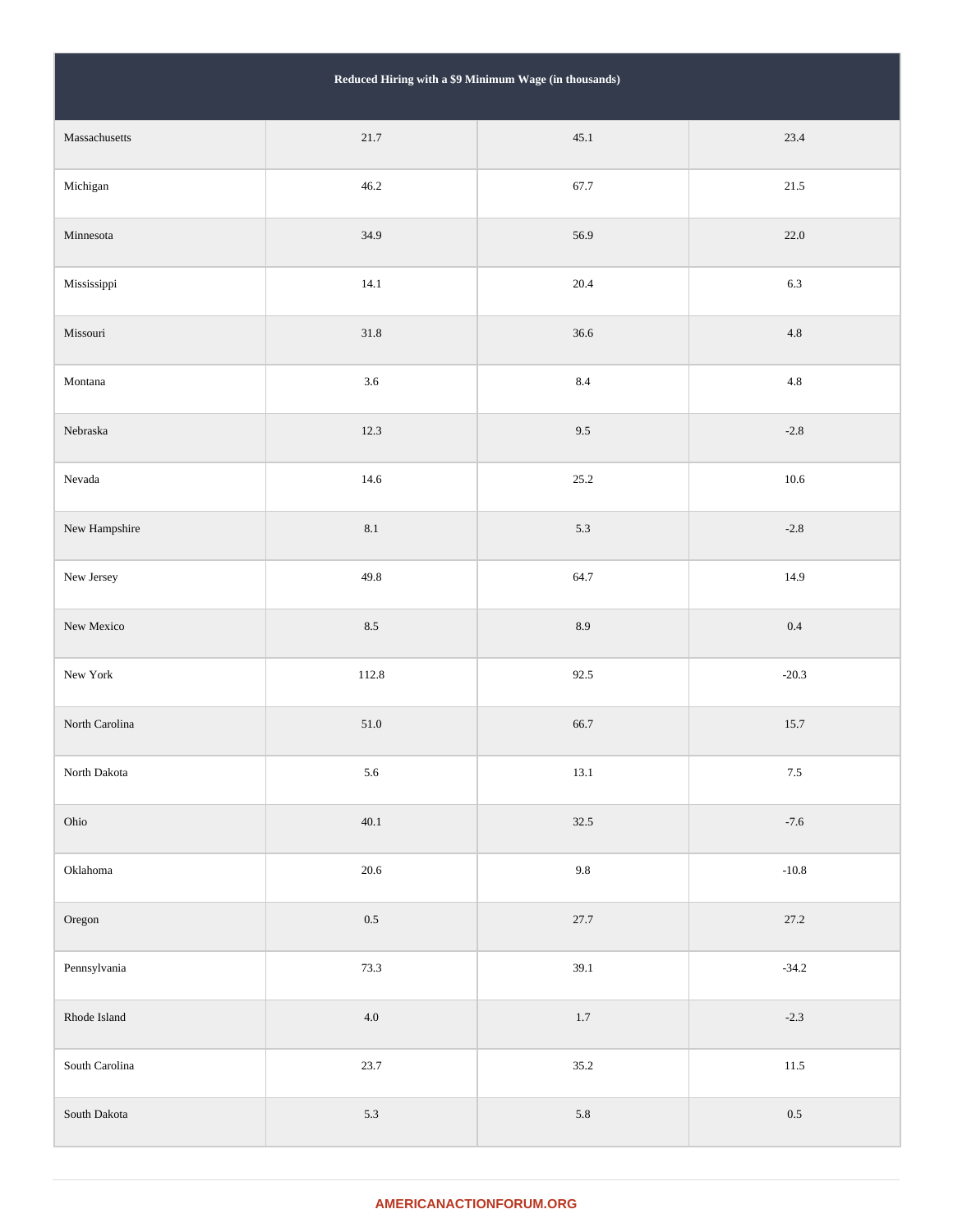| Reduced Hiring with a $9 Minimum Wage (in thousands) | | | |
|---|---|---|---|
| Massachusetts | 21.7 | 45.1 | 23.4 |
| Michigan | 46.2 | 67.7 | 21.5 |
| Minnesota | 34.9 | 56.9 | 22.0 |
| Mississippi | 14.1 | 20.4 | 6.3 |
| Missouri | 31.8 | 36.6 | 4.8 |
| Montana | 3.6 | 8.4 | 4.8 |
| Nebraska | 12.3 | 9.5 | -2.8 |
| Nevada | 14.6 | 25.2 | 10.6 |
| New Hampshire | 8.1 | 5.3 | -2.8 |
| New Jersey | 49.8 | 64.7 | 14.9 |
| New Mexico | 8.5 | 8.9 | 0.4 |
| New York | 112.8 | 92.5 | -20.3 |
| North Carolina | 51.0 | 66.7 | 15.7 |
| North Dakota | 5.6 | 13.1 | 7.5 |
| Ohio | 40.1 | 32.5 | -7.6 |
| Oklahoma | 20.6 | 9.8 | -10.8 |
| Oregon | 0.5 | 27.7 | 27.2 |
| Pennsylvania | 73.3 | 39.1 | -34.2 |
| Rhode Island | 4.0 | 1.7 | -2.3 |
| South Carolina | 23.7 | 35.2 | 11.5 |
| South Dakota | 5.3 | 5.8 | 0.5 |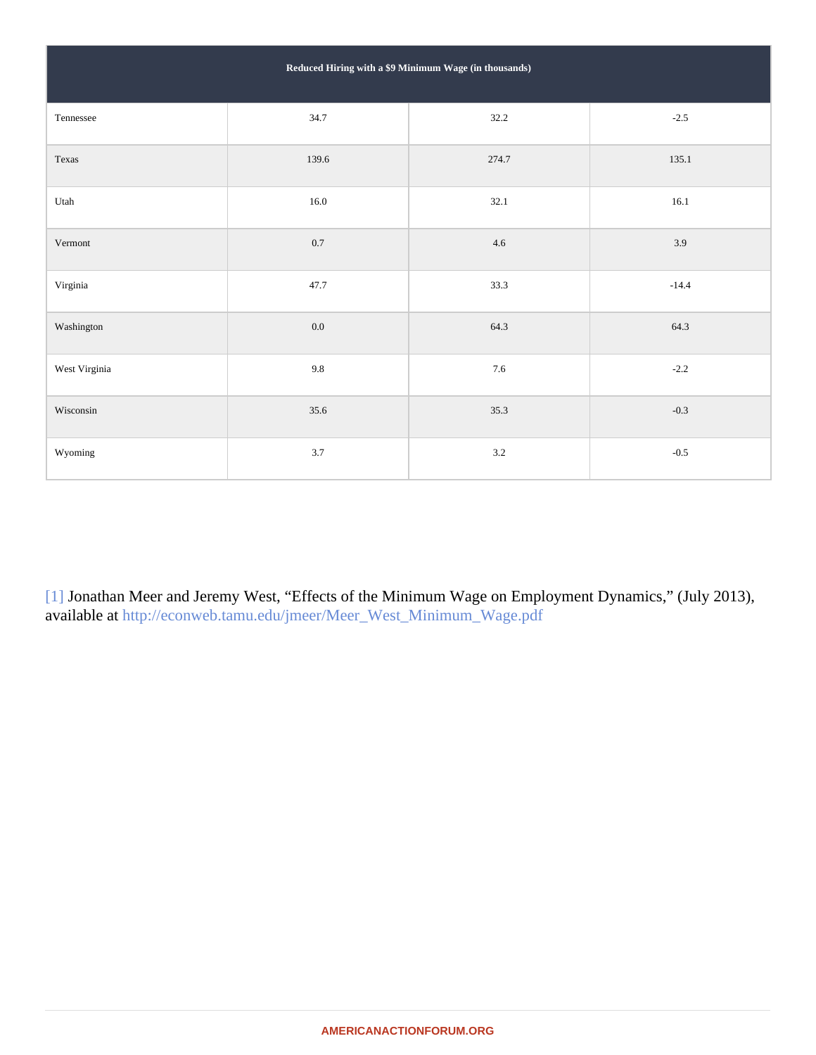| Reduced Hiring with a $9 Minimum Wage (in thousands) | | | |
| --- | --- | --- | --- |
| Tennessee | 34.7 | 32.2 | -2.5 |
| Texas | 139.6 | 274.7 | 135.1 |
| Utah | 16.0 | 32.1 | 16.1 |
| Vermont | 0.7 | 4.6 | 3.9 |
| Virginia | 47.7 | 33.3 | -14.4 |
| Washington | 0.0 | 64.3 | 64.3 |
| West Virginia | 9.8 | 7.6 | -2.2 |
| Wisconsin | 35.6 | 35.3 | -0.3 |
| Wyoming | 3.7 | 3.2 | -0.5 |

[1] Jonathan Meer and Jeremy West, "Effects of the Minimum Wage on Employment Dynamics," (July 2013), available at http://econweb.tamu.edu/jmeer/Meer_West_Minimum_Wage.pdf